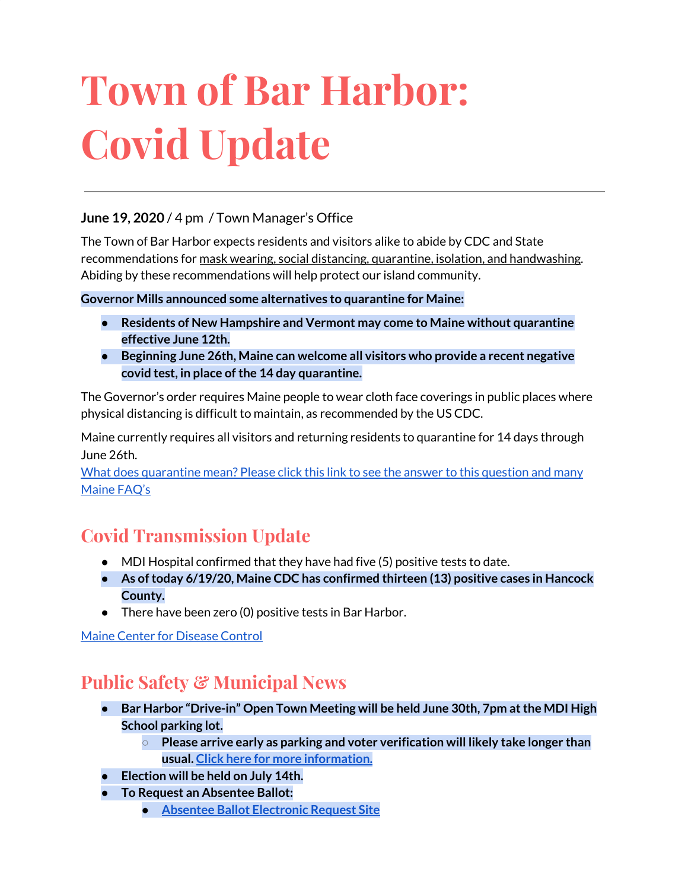# Town of Bar Harbor: Covid Update

---

**June 19, 2020** / 4 pm / Town Manager's Office

The Town of Bar Harbor expects residents and visitors alike to abide by CDC and State recommendations for mask wearing, social distancing, quarantine, isolation, and handwashing. Abiding by these recommendations will help protect our island community.

**Governor Mills announced some alternatives to quarantine for Maine:**

- **Residents of New Hampshire and Vermont may come to Maine without quarantine effective June 12th.**
- **Beginning June 26th, Maine can welcome all visitors who provide a recent negative covid test, in place of the 14 day quarantine.**

The Governor's order requires Maine people to wear cloth face coverings in public places where physical distancing is difficult to maintain, as recommended by the US CDC.

Maine currently requires all visitors and returning residents to quarantine for 14 days through June 26th.

[What does quarantine mean? Please click this link to see the answer to this question and many Maine FAQ's]()

## Covid Transmission Update

- MDI Hospital confirmed that they have had five (5) positive tests to date.
- **As of today 6/19/20, Maine CDC has confirmed thirteen (13) positive cases in Hancock County.**
- There have been zero (0) positive tests in Bar Harbor.

[Maine Center for Disease Control]()

## Public Safety & Municipal News

- **Bar Harbor "Drive-in" Open Town Meeting will be held June 30th, 7pm at the MDI High School parking lot.**
  - **Please arrive early as parking and voter verification will likely take longer than usual. [Click here for more information.]()**
- **Election will be held on July 14th.**
- **To Request an Absentee Ballot:**
  - **[Absentee Ballot Electronic Request Site]()**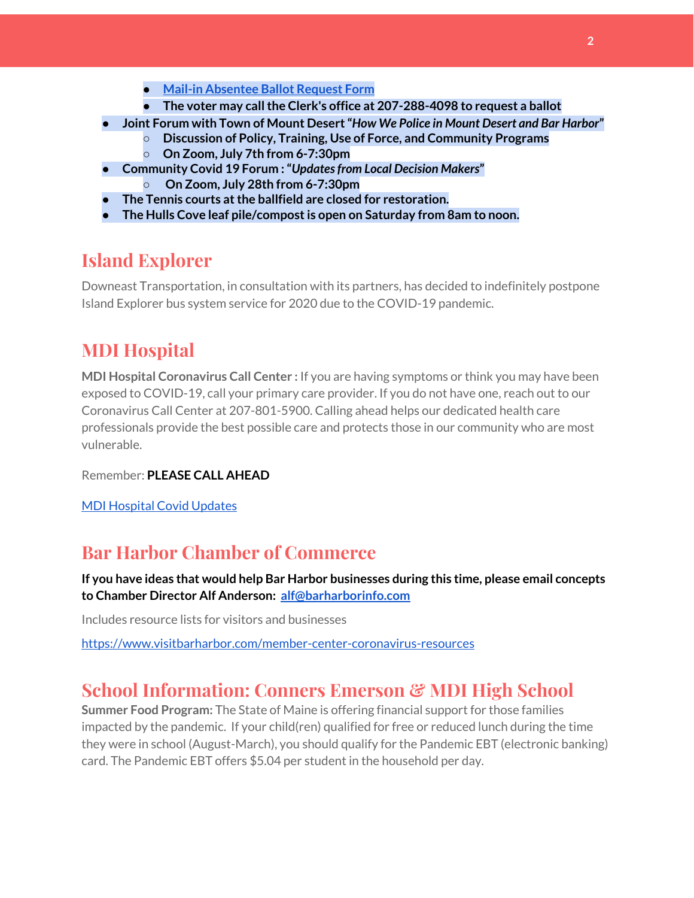- [Mail-in Absentee Ballot Request Form]
    - **The voter may call the Clerk's office at 207-288-4098 to request a ballot**
- **Joint Forum with Town of Mount Desert "*How We Police in Mount Desert and Bar Harbor*"**
    - **Discussion of Policy, Training, Use of Force, and Community Programs**
    - **On Zoom, July 7th from 6-7:30pm**
- **Community Covid 19 Forum : "*Updates from Local Decision Makers*"**
    - **On Zoom, July 28th from 6-7:30pm**
- **The Tennis courts at the ballfield are closed for restoration.**
- **The Hulls Cove leaf pile/compost is open on Saturday from 8am to noon.**

## Island Explorer

Downeast Transportation, in consultation with its partners, has decided to indefinitely postpone Island Explorer bus system service for 2020 due to the COVID-19 pandemic.

## MDI Hospital

**MDI Hospital Coronavirus Call Center :** If you are having symptoms or think you may have been exposed to COVID-19, call your primary care provider. If you do not have one, reach out to our Coronavirus Call Center at 207-801-5900. Calling ahead helps our dedicated health care professionals provide the best possible care and protects those in our community who are most vulnerable.

Remember: **PLEASE CALL AHEAD**

[MDI Hospital Covid Updates]

## Bar Harbor Chamber of Commerce

**If you have ideas that would help Bar Harbor businesses during this time, please email concepts to Chamber Director Alf Anderson: alf@barharborinfo.com**

Includes resource lists for visitors and businesses

https://www.visitbarharbor.com/member-center-coronavirus-resources

## School Information: Conners Emerson & MDI High School

**Summer Food Program:** The State of Maine is offering financial support for those families impacted by the pandemic. If your child(ren) qualified for free or reduced lunch during the time they were in school (August-March), you should qualify for the Pandemic EBT (electronic banking) card. The Pandemic EBT offers $5.04 per student in the household per day.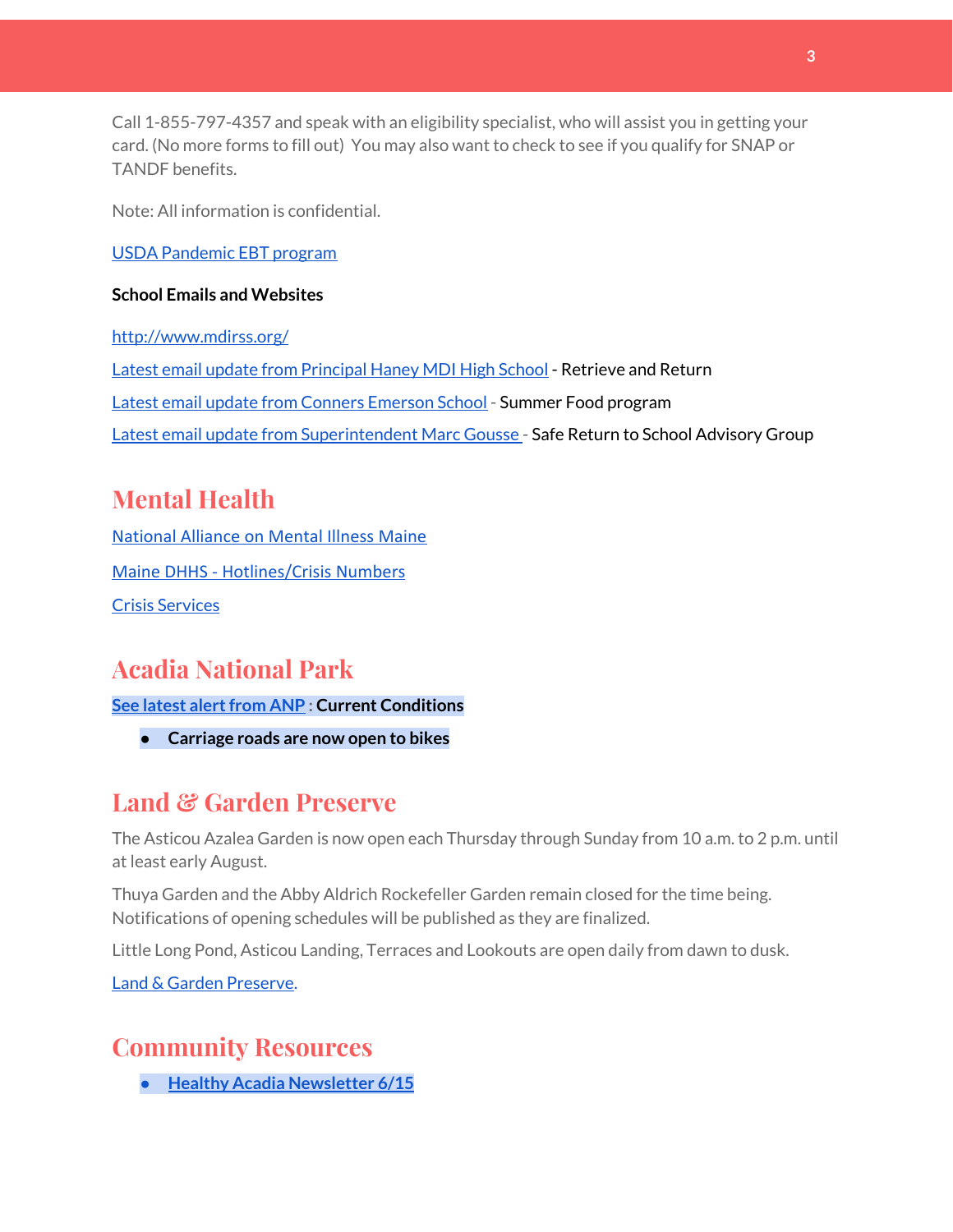Call 1-855-797-4357 and speak with an eligibility specialist, who will assist you in getting your card. (No more forms to fill out) You may also want to check to see if you qualify for SNAP or TANDF benefits.

Note: All information is confidential.

USDA Pandemic EBT program

**School Emails and Websites**

http://www.mdirss.org/

Latest email update from Principal Haney MDI High School - Retrieve and Return

Latest email update from Conners Emerson School - Summer Food program

Latest email update from Superintendent Marc Gousse - Safe Return to School Advisory Group

## Mental Health

National Alliance on Mental Illness Maine

Maine DHHS - Hotlines/Crisis Numbers

Crisis Services

## Acadia National Park

**See latest alert from ANP : Current Conditions**

- **Carriage roads are now open to bikes**

## Land & Garden Preserve

The Asticou Azalea Garden is now open each Thursday through Sunday from 10 a.m. to 2 p.m. until at least early August.

Thuya Garden and the Abby Aldrich Rockefeller Garden remain closed for the time being. Notifications of opening schedules will be published as they are finalized.

Little Long Pond, Asticou Landing, Terraces and Lookouts are open daily from dawn to dusk.

Land & Garden Preserve.

## Community Resources

- **Healthy Acadia Newsletter 6/15**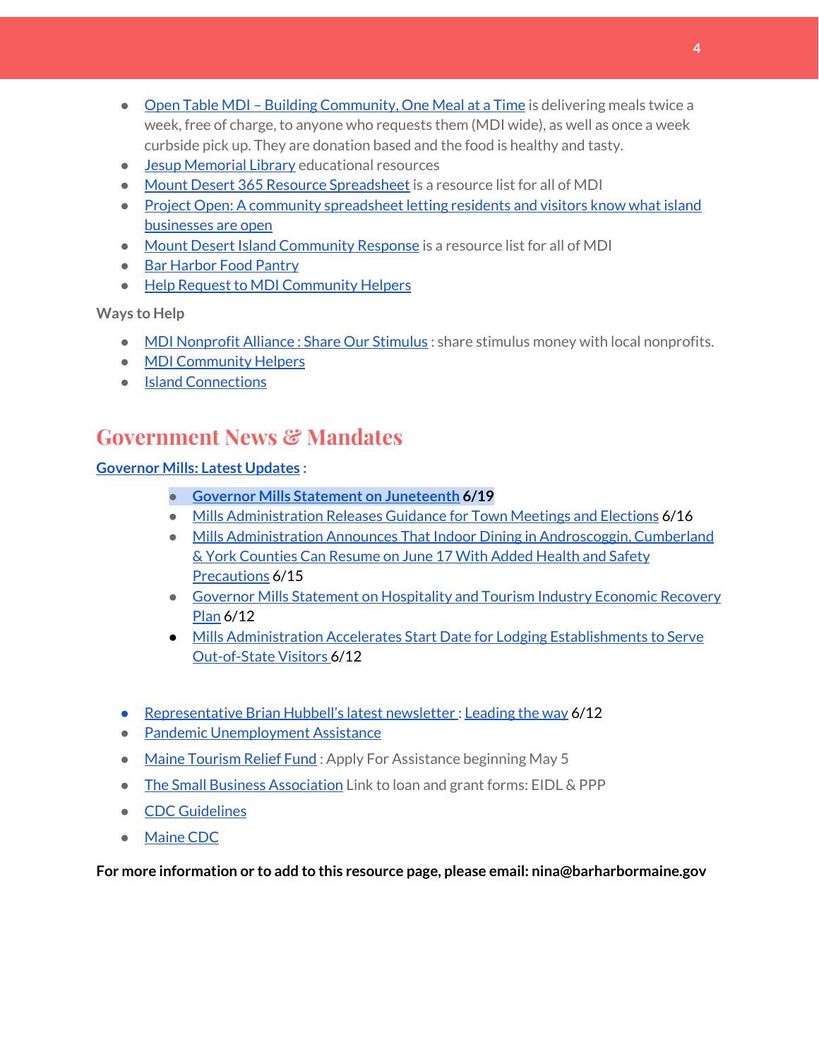- Open Table MDI – Building Community, One Meal at a Time is delivering meals twice a week, free of charge, to anyone who requests them (MDI wide), as well as once a week curbside pick up. They are donation based and the food is healthy and tasty.
- Jesup Memorial Library educational resources
- Mount Desert 365 Resource Spreadsheet is a resource list for all of MDI
- Project Open: A community spreadsheet letting residents and visitors know what island businesses are open
- Mount Desert Island Community Response is a resource list for all of MDI
- Bar Harbor Food Pantry
- Help Request to MDI Community Helpers

Ways to Help

- MDI Nonprofit Alliance : Share Our Stimulus : share stimulus money with local nonprofits.
- MDI Community Helpers
- Island Connections

## Government News & Mandates

**Governor Mills: Latest Updates :**

- **Governor Mills Statement on Juneteenth 6/19**
- Mills Administration Releases Guidance for Town Meetings and Elections 6/16
- Mills Administration Announces That Indoor Dining in Androscoggin, Cumberland & York Counties Can Resume on June 17 With Added Health and Safety Precautions 6/15
- Governor Mills Statement on Hospitality and Tourism Industry Economic Recovery Plan 6/12
- Mills Administration Accelerates Start Date for Lodging Establishments to Serve Out-of-State Visitors 6/12

- Representative Brian Hubbell's latest newsletter : Leading the way 6/12
- Pandemic Unemployment Assistance
- Maine Tourism Relief Fund : Apply For Assistance beginning May 5
- The Small Business Association Link to loan and grant forms: EIDL & PPP
- CDC Guidelines
- Maine CDC

**For more information or to add to this resource page, please email: nina@barharbormaine.gov**